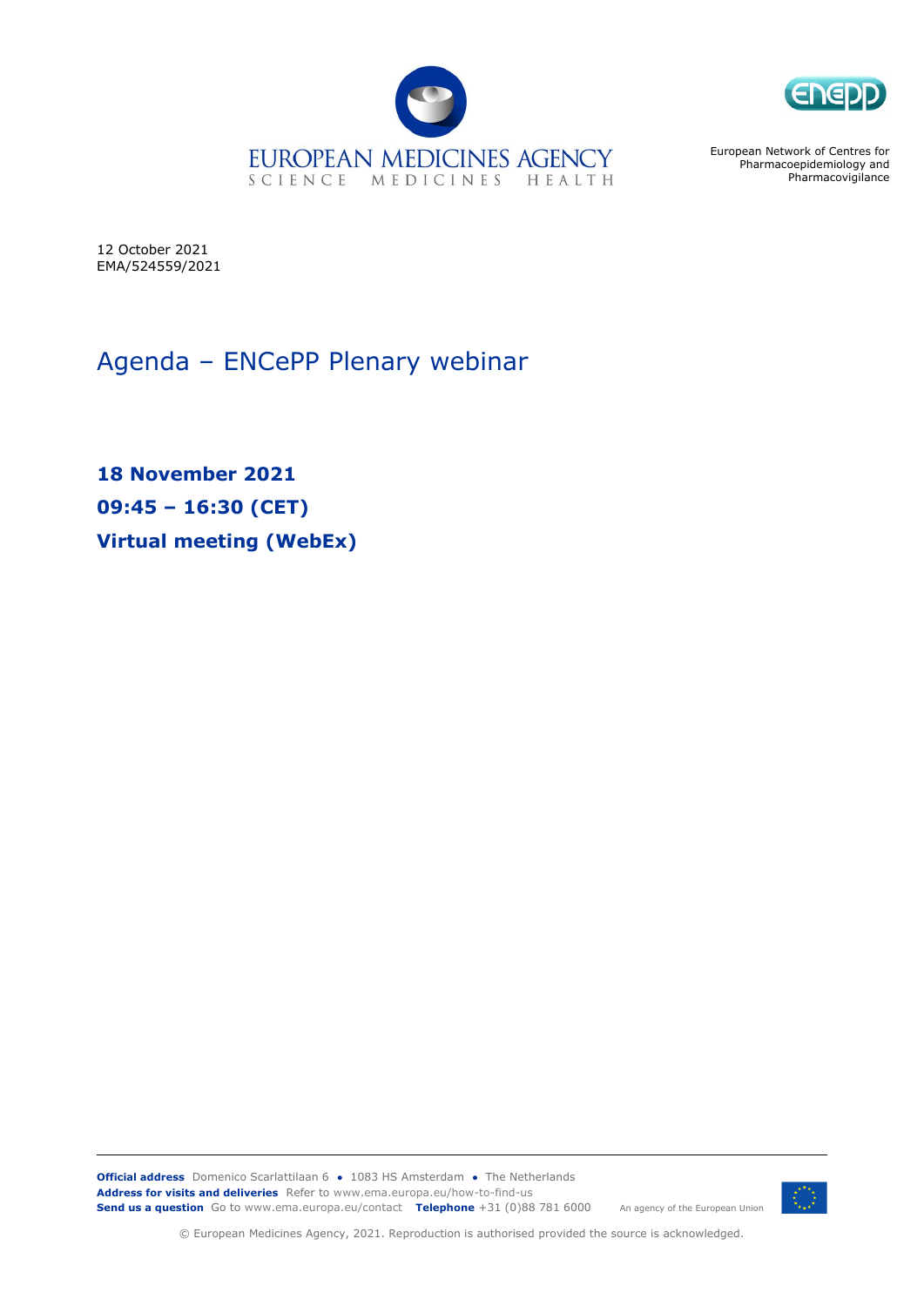EUROPEAN MEDICINES AGENCY
SCIENCE MEDICINES HEALTH

European Network of Centres for Pharmacoepidemiology and Pharmacovigilance

12 October 2021
EMA/524559/2021

# Agenda – ENCePP Plenary webinar

**18 November 2021**
**09:45 – 16:30 (CET)**
**Virtual meeting (WebEx)**

**Official address** Domenico Scarlattilaan 6 ● 1083 HS Amsterdam ● The Netherlands
**Address for visits and deliveries** Refer to www.ema.europa.eu/how-to-find-us
**Send us a question** Go to www.ema.europa.eu/contact **Telephone** +31 (0)88 781 6000

An agency of the European Union

© European Medicines Agency, 2021. Reproduction is authorised provided the source is acknowledged.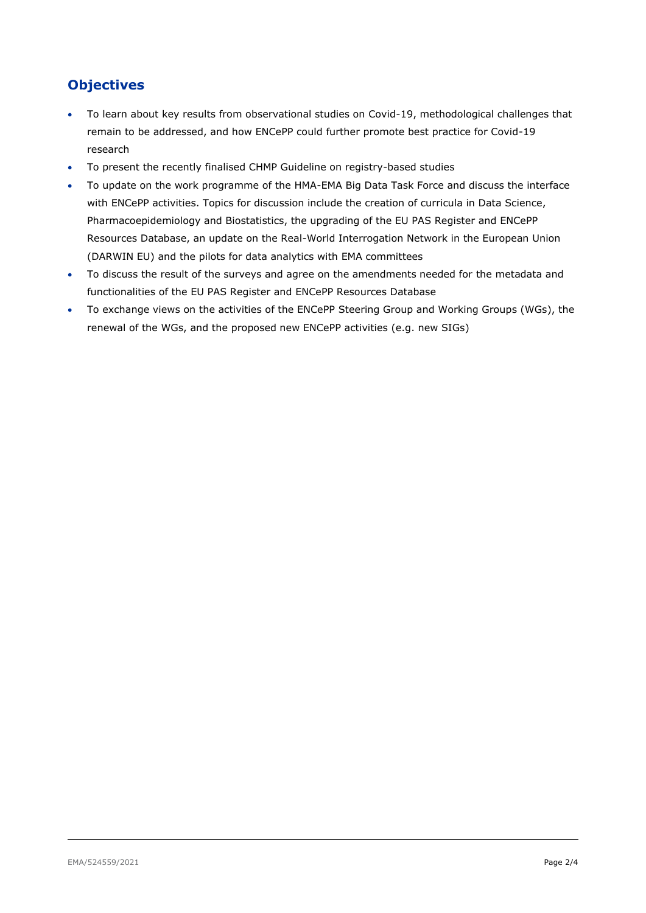## Objectives

- To learn about key results from observational studies on Covid-19, methodological challenges that remain to be addressed, and how ENCePP could further promote best practice for Covid-19 research
- To present the recently finalised CHMP Guideline on registry-based studies
- To update on the work programme of the HMA-EMA Big Data Task Force and discuss the interface with ENCePP activities. Topics for discussion include the creation of curricula in Data Science, Pharmacoepidemiology and Biostatistics, the upgrading of the EU PAS Register and ENCePP Resources Database, an update on the Real-World Interrogation Network in the European Union (DARWIN EU) and the pilots for data analytics with EMA committees
- To discuss the result of the surveys and agree on the amendments needed for the metadata and functionalities of the EU PAS Register and ENCePP Resources Database
- To exchange views on the activities of the ENCePP Steering Group and Working Groups (WGs), the renewal of the WGs, and the proposed new ENCePP activities (e.g. new SIGs)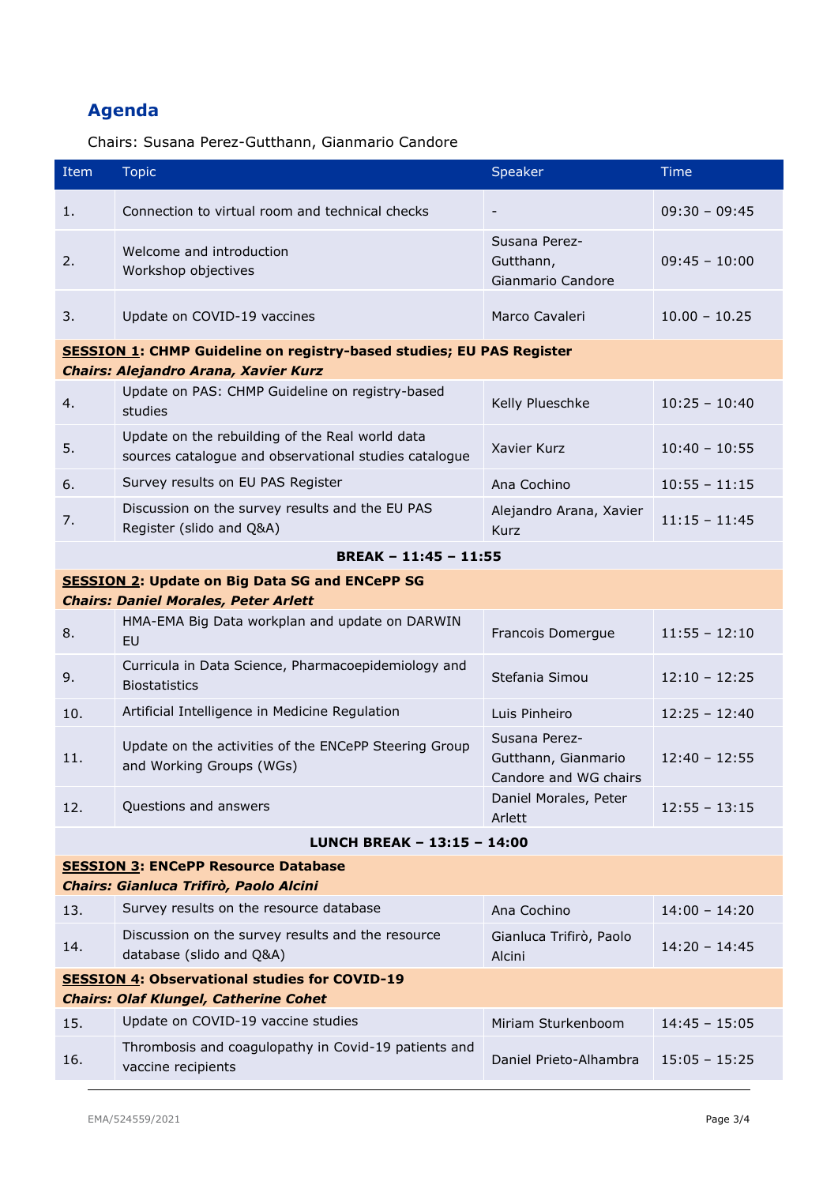## Agenda

Chairs: Susana Perez-Gutthann, Gianmario Candore

| Item | Topic | Speaker | Time |
|---|---|---|---|
| 1. | Connection to virtual room and technical checks | - | 09:30 – 09:45 |
| 2. | Welcome and introduction<br>Workshop objectives | Susana Perez-Gutthann, Gianmario Candore | 09:45 – 10:00 |
| 3. | Update on COVID-19 vaccines | Marco Cavaleri | 10.00 – 10.25 |
| **<u>SESSION 1</u>: CHMP Guideline on registry-based studies; EU PAS Register**<br>***Chairs: Alejandro Arana, Xavier Kurz*** | | | |
| 4. | Update on PAS: CHMP Guideline on registry-based studies | Kelly Plueschke | 10:25 – 10:40 |
| 5. | Update on the rebuilding of the Real world data sources catalogue and observational studies catalogue | Xavier Kurz | 10:40 – 10:55 |
| 6. | Survey results on EU PAS Register | Ana Cochino | 10:55 – 11:15 |
| 7. | Discussion on the survey results and the EU PAS Register (slido and Q&A) | Alejandro Arana, Xavier Kurz | 11:15 – 11:45 |
| **BREAK – 11:45 – 11:55** | | | |
| **<u>SESSION 2</u>: Update on Big Data SG and ENCePP SG**<br>***Chairs: Daniel Morales, Peter Arlett*** | | | |
| 8. | HMA-EMA Big Data workplan and update on DARWIN EU | Francois Domergue | 11:55 – 12:10 |
| 9. | Curricula in Data Science, Pharmacoepidemiology and Biostatistics | Stefania Simou | 12:10 – 12:25 |
| 10. | Artificial Intelligence in Medicine Regulation | Luis Pinheiro | 12:25 – 12:40 |
| 11. | Update on the activities of the ENCePP Steering Group and Working Groups (WGs) | Susana Perez-Gutthann, Gianmario Candore and WG chairs | 12:40 – 12:55 |
| 12. | Questions and answers | Daniel Morales, Peter Arlett | 12:55 – 13:15 |
| **LUNCH BREAK – 13:15 – 14:00** | | | |
| **<u>SESSION 3</u>: ENCePP Resource Database**<br>***Chairs: Gianluca Trifirò, Paolo Alcini*** | | | |
| 13. | Survey results on the resource database | Ana Cochino | 14:00 – 14:20 |
| 14. | Discussion on the survey results and the resource database (slido and Q&A) | Gianluca Trifirò, Paolo Alcini | 14:20 – 14:45 |
| **<u>SESSION 4</u>: Observational studies for COVID-19**<br>***Chairs: Olaf Klungel, Catherine Cohet*** | | | |
| 15. | Update on COVID-19 vaccine studies | Miriam Sturkenboom | 14:45 – 15:05 |
| 16. | Thrombosis and coagulopathy in Covid-19 patients and vaccine recipients | Daniel Prieto-Alhambra | 15:05 – 15:25 |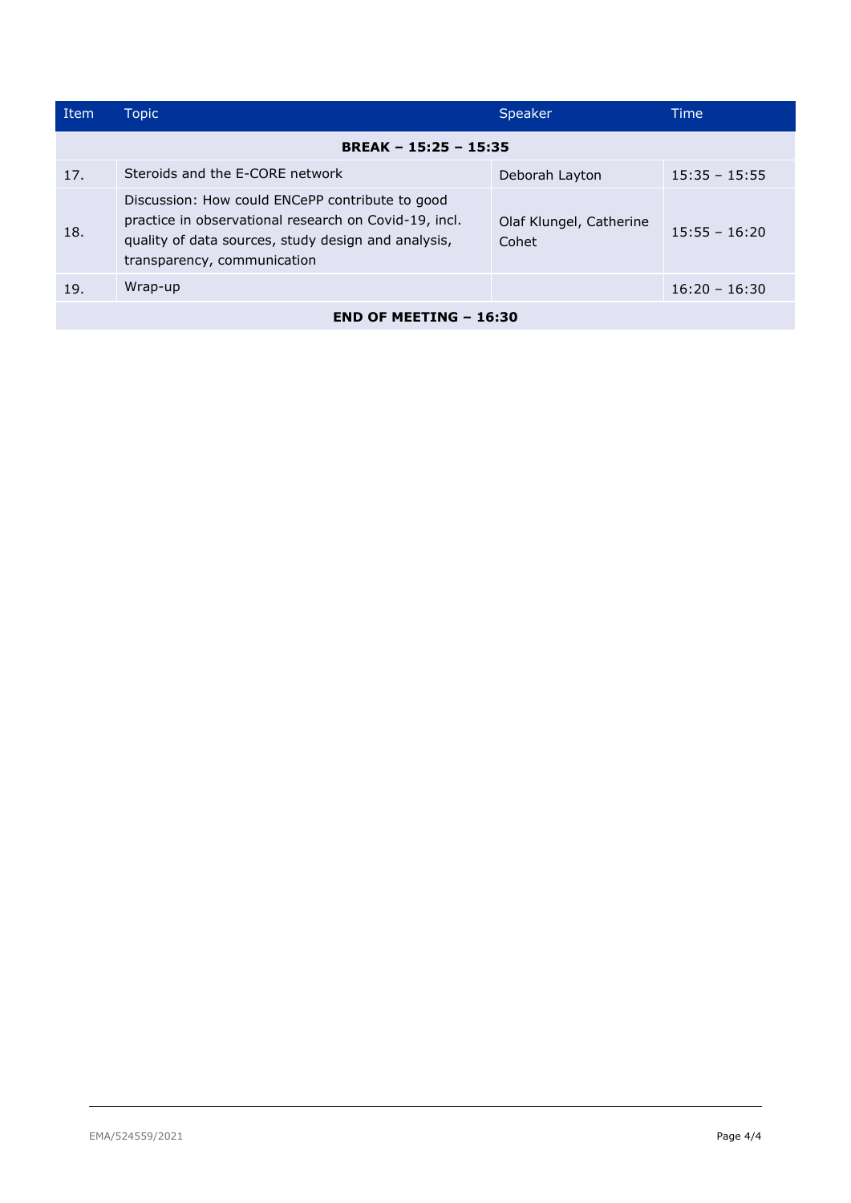| Item | Topic | Speaker | Time |
|---|---|---|---|
| **BREAK – 15:25 – 15:35** | | | |
| 17. | Steroids and the E-CORE network | Deborah Layton | 15:35 – 15:55 |
| 18. | Discussion: How could ENCePP contribute to good practice in observational research on Covid-19, incl. quality of data sources, study design and analysis, transparency, communication | Olaf Klungel, Catherine Cohet | 15:55 – 16:20 |
| 19. | Wrap-up | | 16:20 – 16:30 |
| **END OF MEETING – 16:30** | | | |

EMA/524559/2021